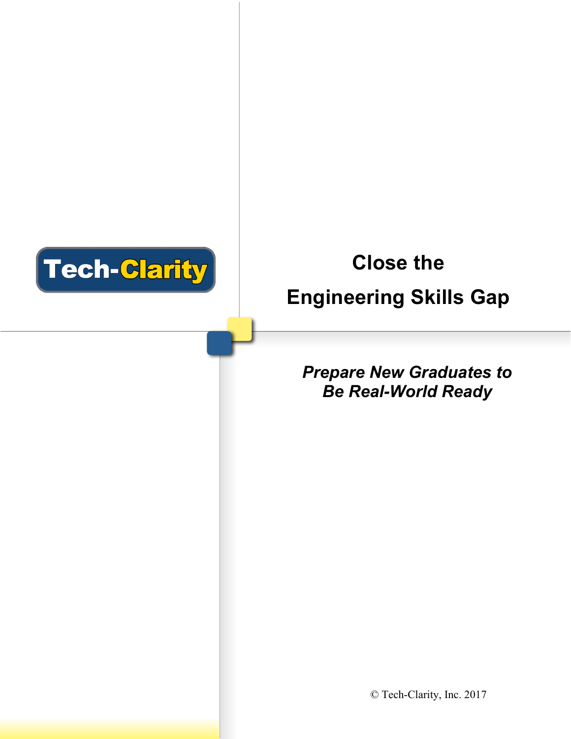Tech-Clarity

# Close the Engineering Skills Gap

***Prepare New Graduates to Be Real-World Ready***

© Tech-Clarity, Inc. 2017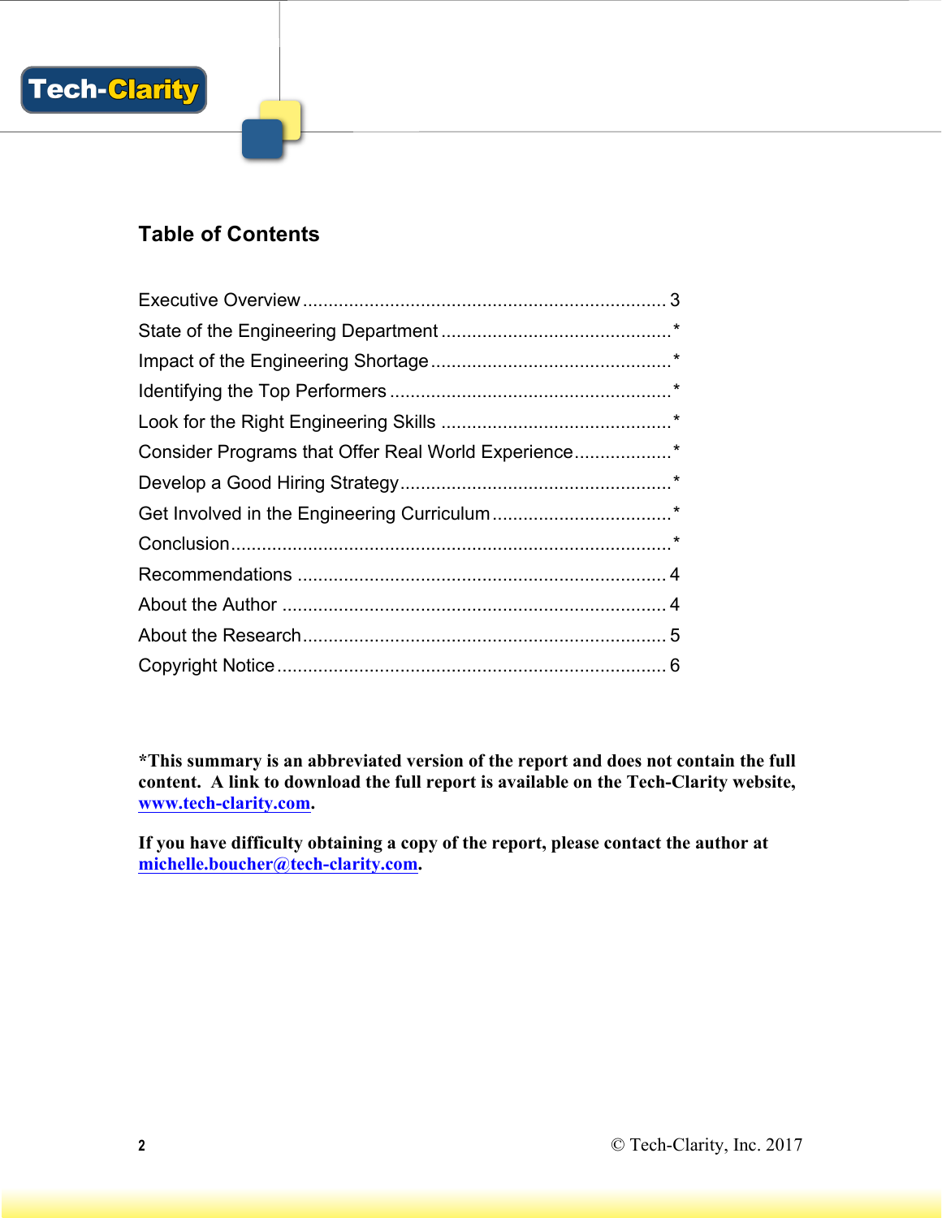## Table of Contents

| Section | Page |
|---|---|
| Executive Overview | 3 |
| State of the Engineering Department | * |
| Impact of the Engineering Shortage | * |
| Identifying the Top Performers | * |
| Look for the Right Engineering Skills | * |
| Consider Programs that Offer Real World Experience | * |
| Develop a Good Hiring Strategy | * |
| Get Involved in the Engineering Curriculum | * |
| Conclusion | * |
| Recommendations | 4 |
| About the Author | 4 |
| About the Research | 5 |
| Copyright Notice | 6 |

**\*This summary is an abbreviated version of the report and does not contain the full content. A link to download the full report is available on the Tech-Clarity website, [www.tech-clarity.com](http://www.tech-clarity.com).**

**If you have difficulty obtaining a copy of the report, please contact the author at [michelle.boucher@tech-clarity.com](mailto:michelle.boucher@tech-clarity.com).**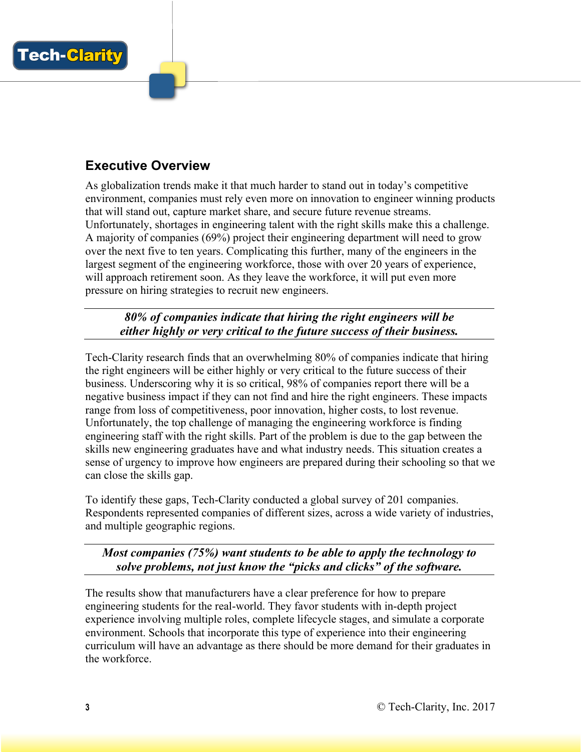## Executive Overview

As globalization trends make it that much harder to stand out in today's competitive environment, companies must rely even more on innovation to engineer winning products that will stand out, capture market share, and secure future revenue streams. Unfortunately, shortages in engineering talent with the right skills make this a challenge. A majority of companies (69%) project their engineering department will need to grow over the next five to ten years. Complicating this further, many of the engineers in the largest segment of the engineering workforce, those with over 20 years of experience, will approach retirement soon. As they leave the workforce, it will put even more pressure on hiring strategies to recruit new engineers.

---

***80% of companies indicate that hiring the right engineers will be either highly or very critical to the future success of their business.***

---

Tech-Clarity research finds that an overwhelming 80% of companies indicate that hiring the right engineers will be either highly or very critical to the future success of their business. Underscoring why it is so critical, 98% of companies report there will be a negative business impact if they can not find and hire the right engineers. These impacts range from loss of competitiveness, poor innovation, higher costs, to lost revenue. Unfortunately, the top challenge of managing the engineering workforce is finding engineering staff with the right skills. Part of the problem is due to the gap between the skills new engineering graduates have and what industry needs. This situation creates a sense of urgency to improve how engineers are prepared during their schooling so that we can close the skills gap.

To identify these gaps, Tech-Clarity conducted a global survey of 201 companies. Respondents represented companies of different sizes, across a wide variety of industries, and multiple geographic regions.

---

***Most companies (75%) want students to be able to apply the technology to solve problems, not just know the "picks and clicks" of the software.***

---

The results show that manufacturers have a clear preference for how to prepare engineering students for the real-world. They favor students with in-depth project experience involving multiple roles, complete lifecycle stages, and simulate a corporate environment. Schools that incorporate this type of experience into their engineering curriculum will have an advantage as there should be more demand for their graduates in the workforce.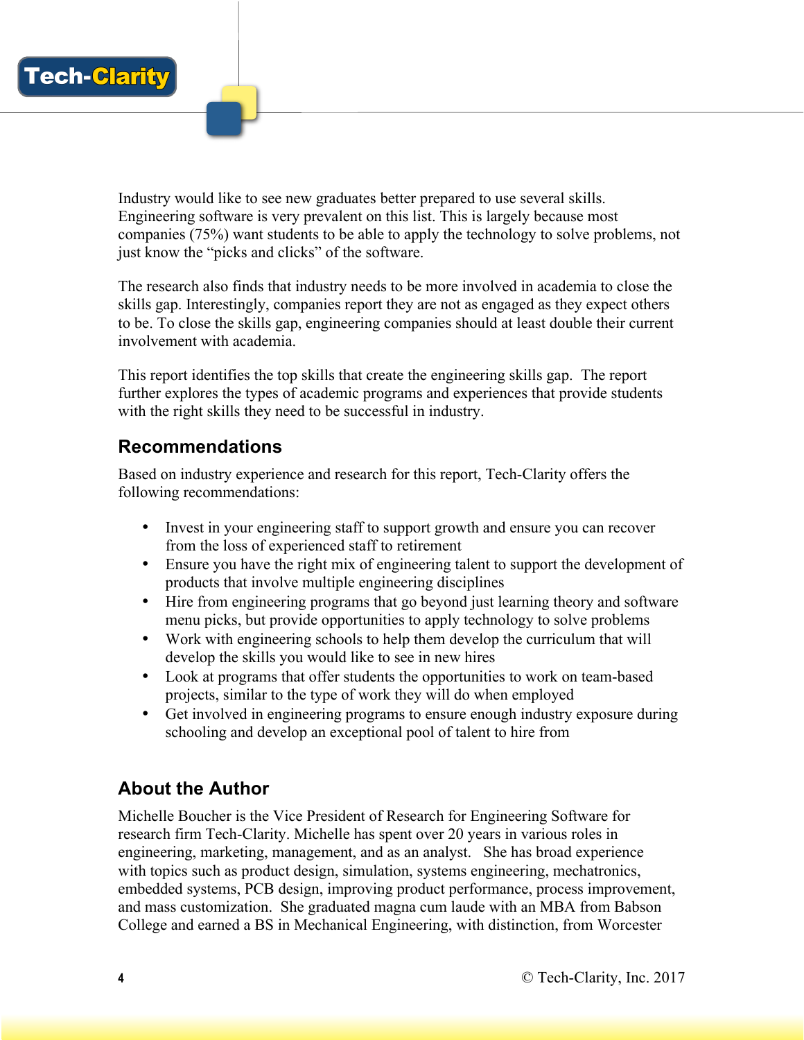Industry would like to see new graduates better prepared to use several skills. Engineering software is very prevalent on this list. This is largely because most companies (75%) want students to be able to apply the technology to solve problems, not just know the "picks and clicks" of the software.

The research also finds that industry needs to be more involved in academia to close the skills gap. Interestingly, companies report they are not as engaged as they expect others to be. To close the skills gap, engineering companies should at least double their current involvement with academia.

This report identifies the top skills that create the engineering skills gap. The report further explores the types of academic programs and experiences that provide students with the right skills they need to be successful in industry.

## Recommendations

Based on industry experience and research for this report, Tech-Clarity offers the following recommendations:

- Invest in your engineering staff to support growth and ensure you can recover from the loss of experienced staff to retirement
- Ensure you have the right mix of engineering talent to support the development of products that involve multiple engineering disciplines
- Hire from engineering programs that go beyond just learning theory and software menu picks, but provide opportunities to apply technology to solve problems
- Work with engineering schools to help them develop the curriculum that will develop the skills you would like to see in new hires
- Look at programs that offer students the opportunities to work on team-based projects, similar to the type of work they will do when employed
- Get involved in engineering programs to ensure enough industry exposure during schooling and develop an exceptional pool of talent to hire from

## About the Author

Michelle Boucher is the Vice President of Research for Engineering Software for research firm Tech-Clarity. Michelle has spent over 20 years in various roles in engineering, marketing, management, and as an analyst. She has broad experience with topics such as product design, simulation, systems engineering, mechatronics, embedded systems, PCB design, improving product performance, process improvement, and mass customization. She graduated magna cum laude with an MBA from Babson College and earned a BS in Mechanical Engineering, with distinction, from Worcester

© Tech-Clarity, Inc. 2017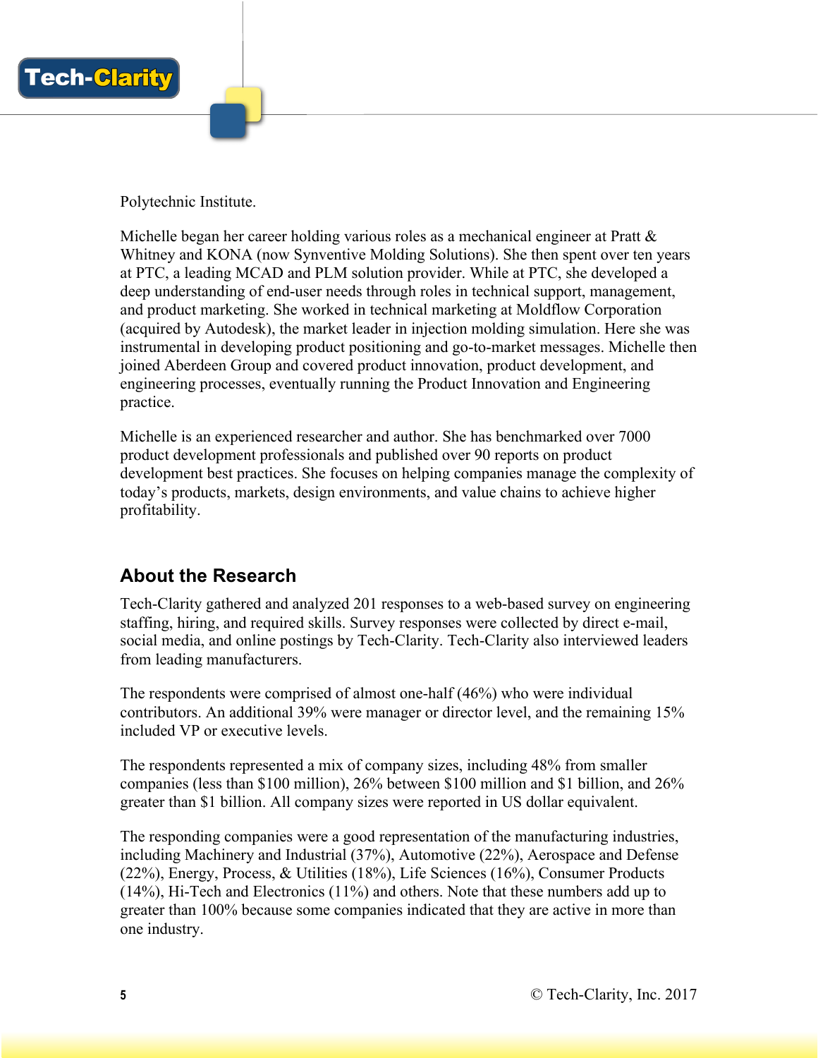Polytechnic Institute.

Michelle began her career holding various roles as a mechanical engineer at Pratt & Whitney and KONA (now Synventive Molding Solutions). She then spent over ten years at PTC, a leading MCAD and PLM solution provider. While at PTC, she developed a deep understanding of end-user needs through roles in technical support, management, and product marketing. She worked in technical marketing at Moldflow Corporation (acquired by Autodesk), the market leader in injection molding simulation. Here she was instrumental in developing product positioning and go-to-market messages. Michelle then joined Aberdeen Group and covered product innovation, product development, and engineering processes, eventually running the Product Innovation and Engineering practice.

Michelle is an experienced researcher and author. She has benchmarked over 7000 product development professionals and published over 90 reports on product development best practices. She focuses on helping companies manage the complexity of today's products, markets, design environments, and value chains to achieve higher profitability.

## About the Research

Tech-Clarity gathered and analyzed 201 responses to a web-based survey on engineering staffing, hiring, and required skills. Survey responses were collected by direct e-mail, social media, and online postings by Tech-Clarity. Tech-Clarity also interviewed leaders from leading manufacturers.

The respondents were comprised of almost one-half (46%) who were individual contributors. An additional 39% were manager or director level, and the remaining 15% included VP or executive levels.

The respondents represented a mix of company sizes, including 48% from smaller companies (less than $100 million), 26% between $100 million and $1 billion, and 26% greater than $1 billion. All company sizes were reported in US dollar equivalent.

The responding companies were a good representation of the manufacturing industries, including Machinery and Industrial (37%), Automotive (22%), Aerospace and Defense (22%), Energy, Process, & Utilities (18%), Life Sciences (16%), Consumer Products (14%), Hi-Tech and Electronics (11%) and others. Note that these numbers add up to greater than 100% because some companies indicated that they are active in more than one industry.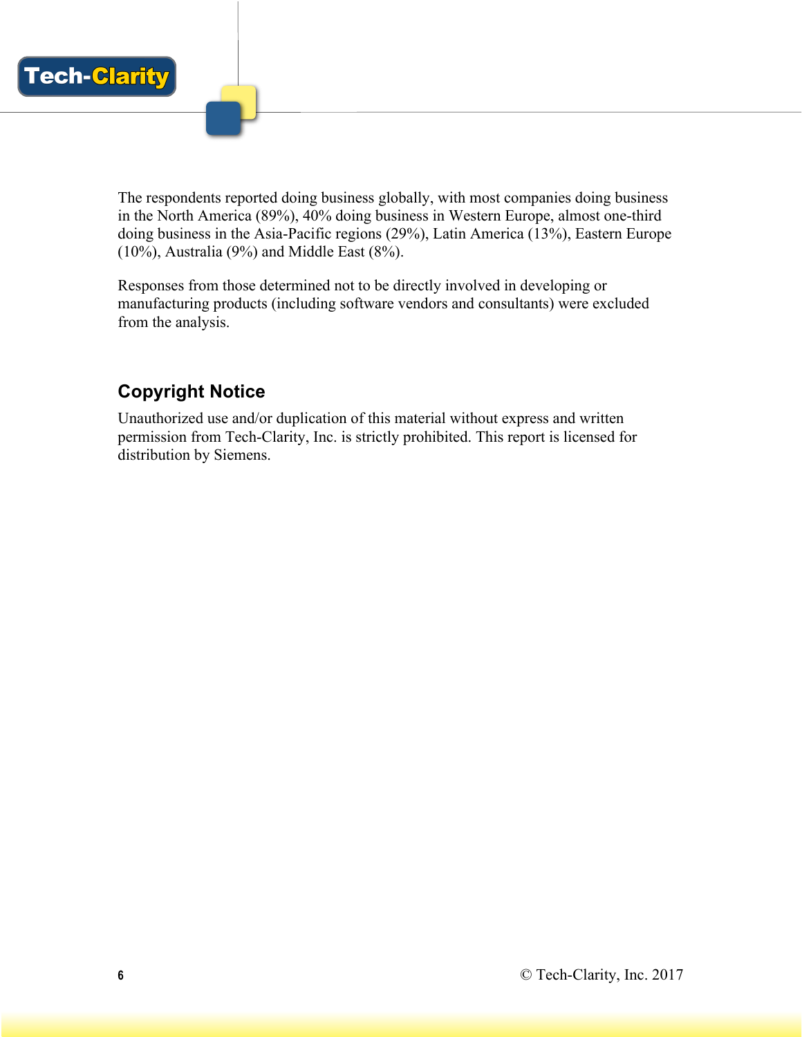The respondents reported doing business globally, with most companies doing business in the North America (89%), 40% doing business in Western Europe, almost one-third doing business in the Asia-Pacific regions (29%), Latin America (13%), Eastern Europe (10%), Australia (9%) and Middle East (8%).

Responses from those determined not to be directly involved in developing or manufacturing products (including software vendors and consultants) were excluded from the analysis.

## Copyright Notice

Unauthorized use and/or duplication of this material without express and written permission from Tech-Clarity, Inc. is strictly prohibited. This report is licensed for distribution by Siemens.